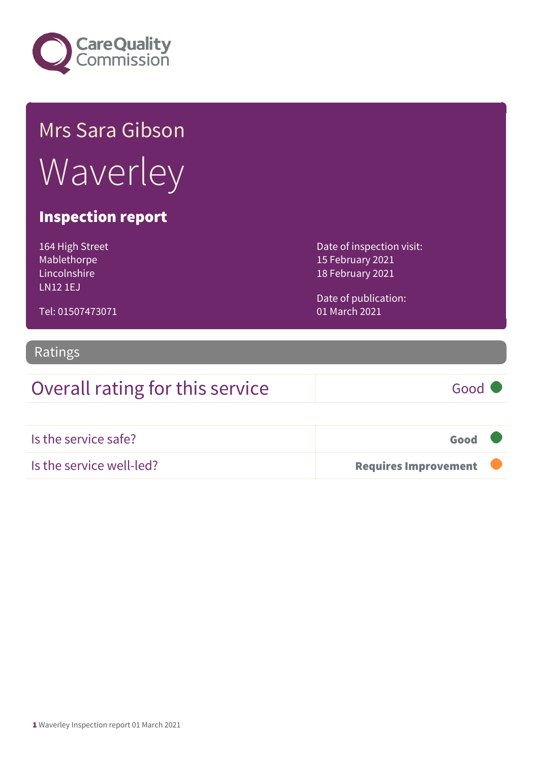Mrs Sara Gibson

# Waverley

## Inspection report

164 High Street
Mablethorpe
Lincolnshire
LN12 1EJ

Tel: 01507473071

Date of inspection visit:
15 February 2021
18 February 2021

Date of publication:
01 March 2021

## Ratings

| Overall rating for this service | Good |
|---|---|

| Is the service safe? | **Good** |
|---|---|
| Is the service well-led? | **Requires Improvement** |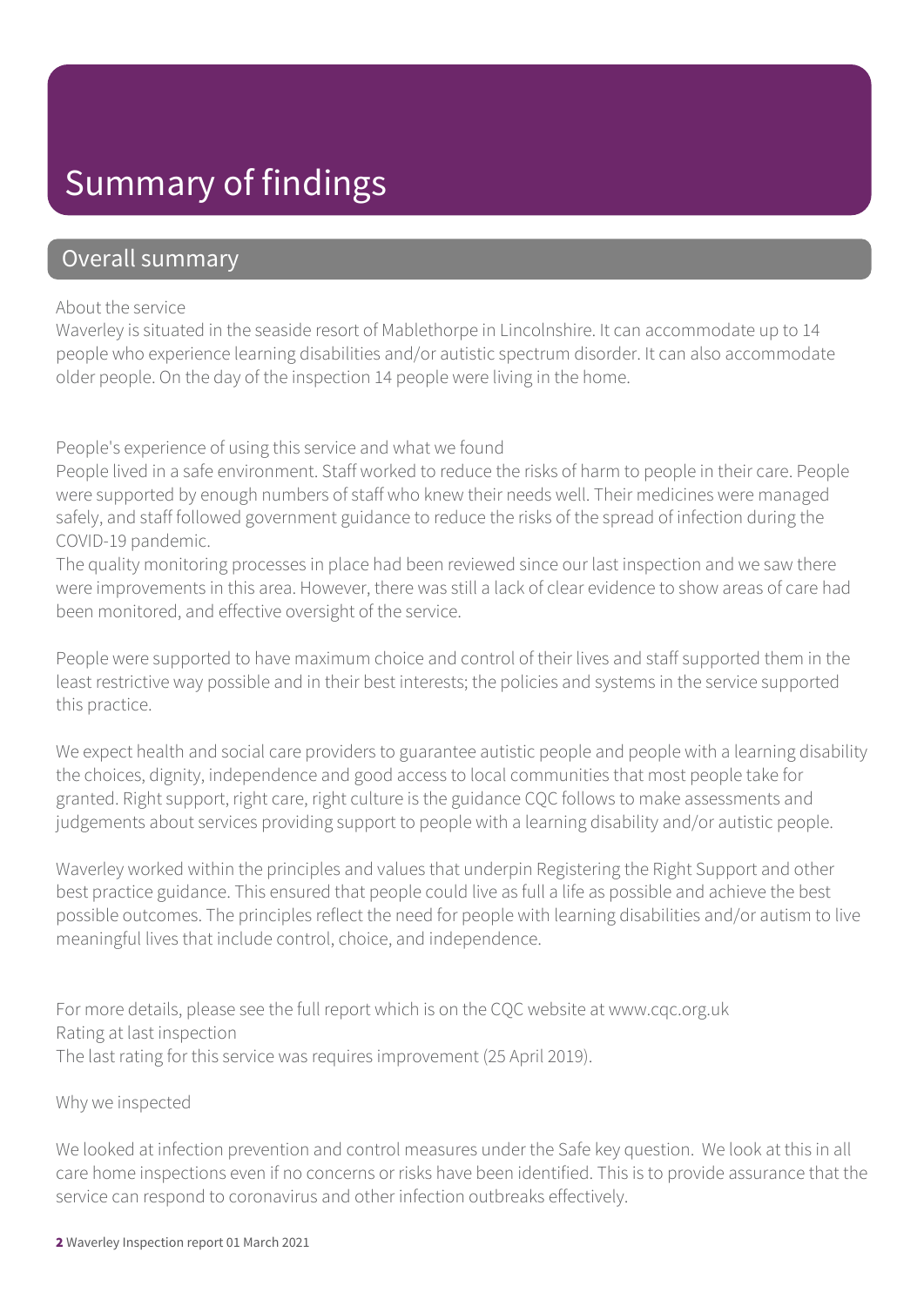# Summary of findings

## Overall summary

About the service

Waverley is situated in the seaside resort of Mablethorpe in Lincolnshire. It can accommodate up to 14 people who experience learning disabilities and/or autistic spectrum disorder. It can also accommodate older people. On the day of the inspection 14 people were living in the home.

People's experience of using this service and what we found

People lived in a safe environment. Staff worked to reduce the risks of harm to people in their care. People were supported by enough numbers of staff who knew their needs well. Their medicines were managed safely, and staff followed government guidance to reduce the risks of the spread of infection during the COVID-19 pandemic.

The quality monitoring processes in place had been reviewed since our last inspection and we saw there were improvements in this area. However, there was still a lack of clear evidence to show areas of care had been monitored, and effective oversight of the service.

People were supported to have maximum choice and control of their lives and staff supported them in the least restrictive way possible and in their best interests; the policies and systems in the service supported this practice.

We expect health and social care providers to guarantee autistic people and people with a learning disability the choices, dignity, independence and good access to local communities that most people take for granted. Right support, right care, right culture is the guidance CQC follows to make assessments and judgements about services providing support to people with a learning disability and/or autistic people.

Waverley worked within the principles and values that underpin Registering the Right Support and other best practice guidance. This ensured that people could live as full a life as possible and achieve the best possible outcomes. The principles reflect the need for people with learning disabilities and/or autism to live meaningful lives that include control, choice, and independence.

For more details, please see the full report which is on the CQC website at www.cqc.org.uk

Rating at last inspection

The last rating for this service was requires improvement (25 April 2019).

Why we inspected

We looked at infection prevention and control measures under the Safe key question. We look at this in all care home inspections even if no concerns or risks have been identified. This is to provide assurance that the service can respond to coronavirus and other infection outbreaks effectively.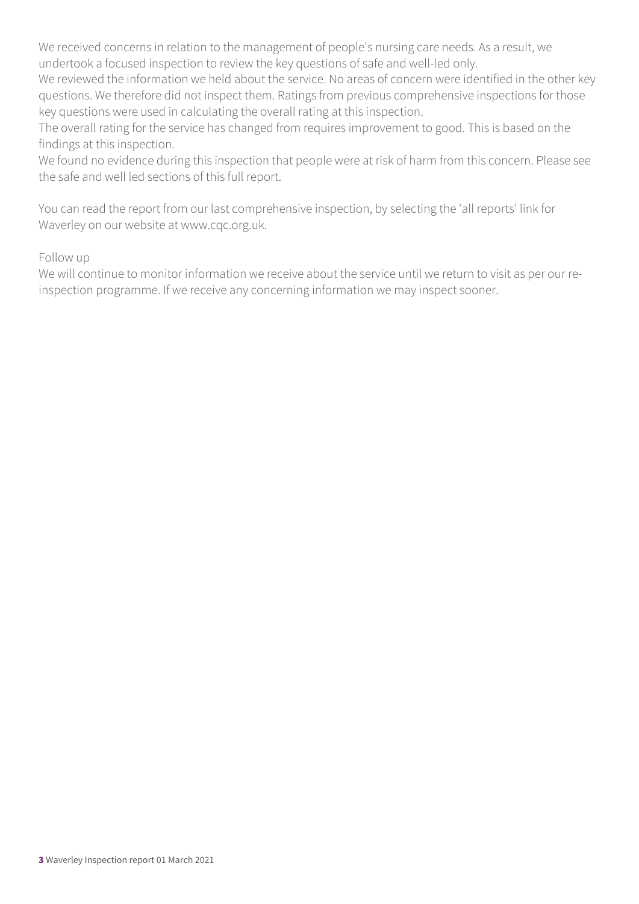We received concerns in relation to the management of people's nursing care needs. As a result, we undertook a focused inspection to review the key questions of safe and well-led only.

We reviewed the information we held about the service. No areas of concern were identified in the other key questions. We therefore did not inspect them. Ratings from previous comprehensive inspections for those key questions were used in calculating the overall rating at this inspection.

The overall rating for the service has changed from requires improvement to good. This is based on the findings at this inspection.

We found no evidence during this inspection that people were at risk of harm from this concern. Please see the safe and well led sections of this full report.

You can read the report from our last comprehensive inspection, by selecting the 'all reports' link for Waverley on our website at www.cqc.org.uk.

Follow up

We will continue to monitor information we receive about the service until we return to visit as per our re-inspection programme. If we receive any concerning information we may inspect sooner.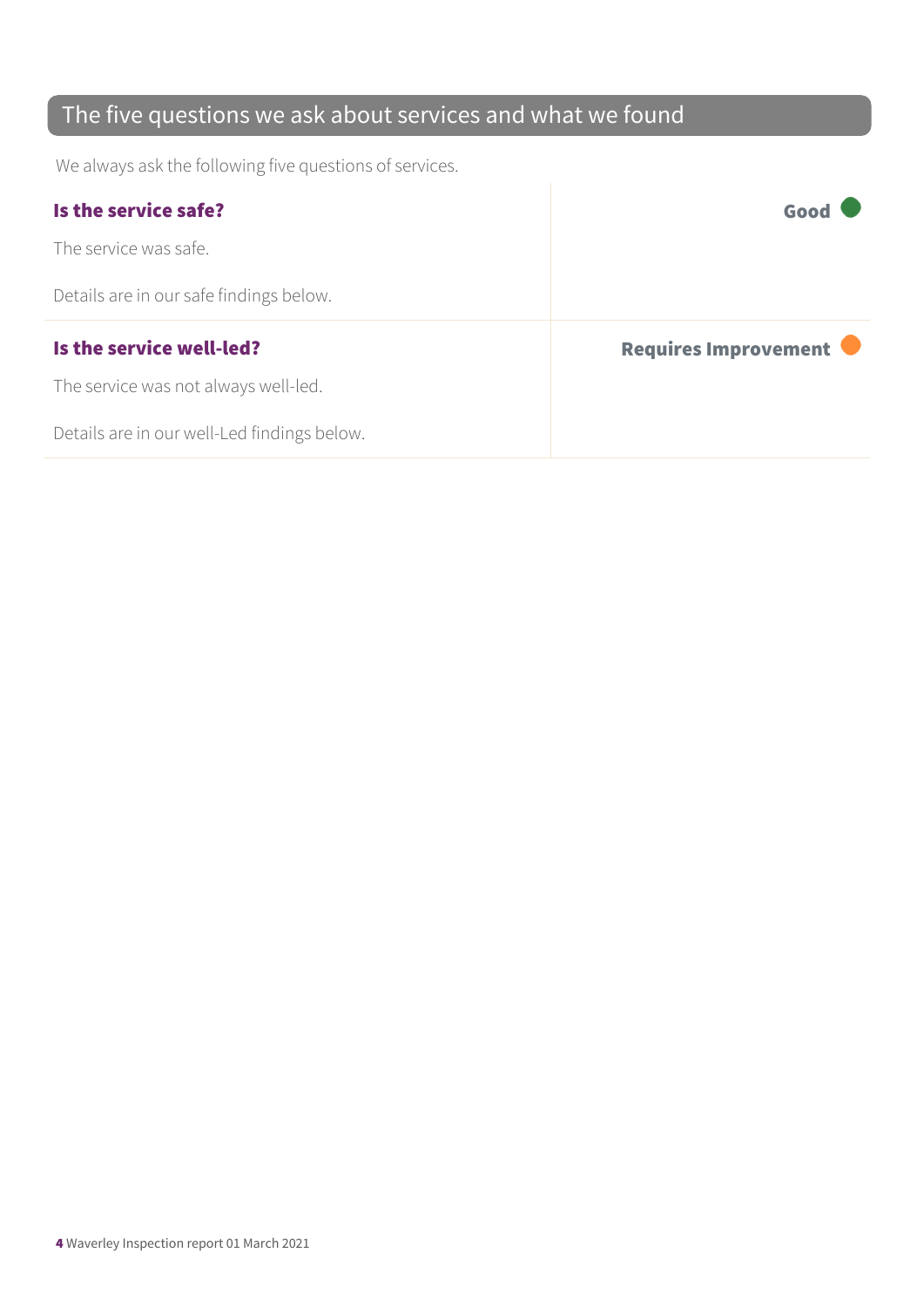## The five questions we ask about services and what we found

We always ask the following five questions of services.

| | |
|---|---|
| **Is the service safe?**<br><br>The service was safe.<br><br>Details are in our safe findings below. | **Good** |
| **Is the service well-led?**<br><br>The service was not always well-led.<br><br>Details are in our well-Led findings below. | **Requires Improvement** |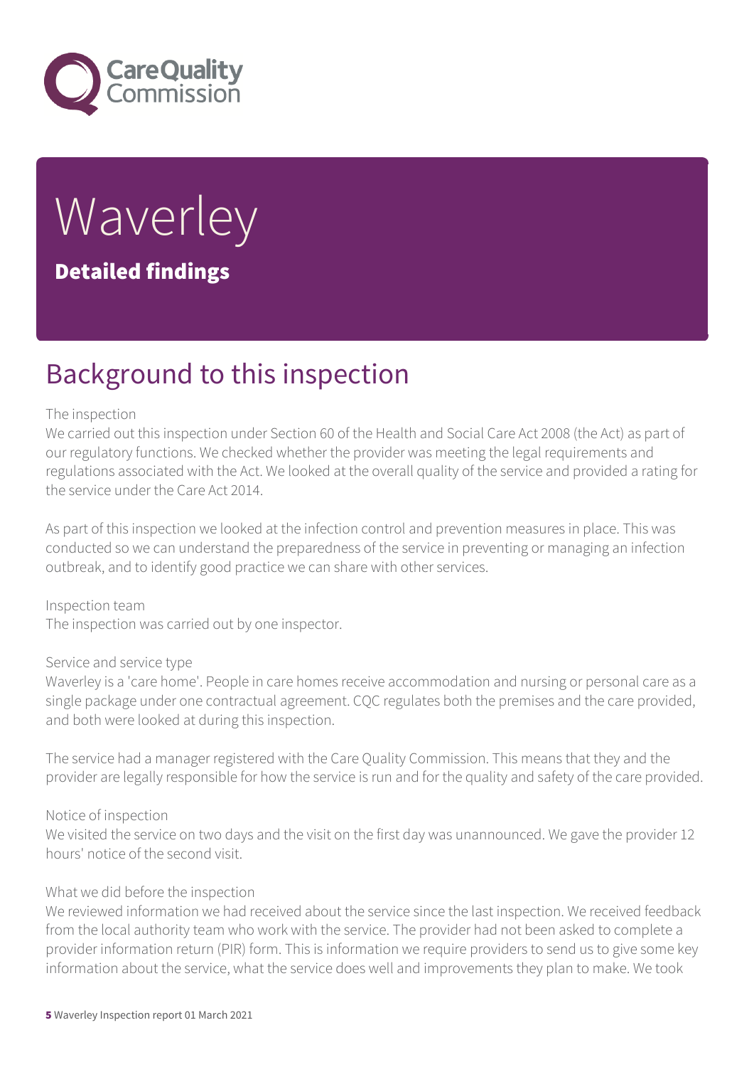# Waverley

## Detailed findings

## Background to this inspection

The inspection
We carried out this inspection under Section 60 of the Health and Social Care Act 2008 (the Act) as part of our regulatory functions. We checked whether the provider was meeting the legal requirements and regulations associated with the Act. We looked at the overall quality of the service and provided a rating for the service under the Care Act 2014.

As part of this inspection we looked at the infection control and prevention measures in place. This was conducted so we can understand the preparedness of the service in preventing or managing an infection outbreak, and to identify good practice we can share with other services.

Inspection team
The inspection was carried out by one inspector.

Service and service type
Waverley is a 'care home'. People in care homes receive accommodation and nursing or personal care as a single package under one contractual agreement. CQC regulates both the premises and the care provided, and both were looked at during this inspection.

The service had a manager registered with the Care Quality Commission. This means that they and the provider are legally responsible for how the service is run and for the quality and safety of the care provided.

Notice of inspection
We visited the service on two days and the visit on the first day was unannounced. We gave the provider 12 hours' notice of the second visit.

What we did before the inspection
We reviewed information we had received about the service since the last inspection. We received feedback from the local authority team who work with the service. The provider had not been asked to complete a provider information return (PIR) form. This is information we require providers to send us to give some key information about the service, what the service does well and improvements they plan to make. We took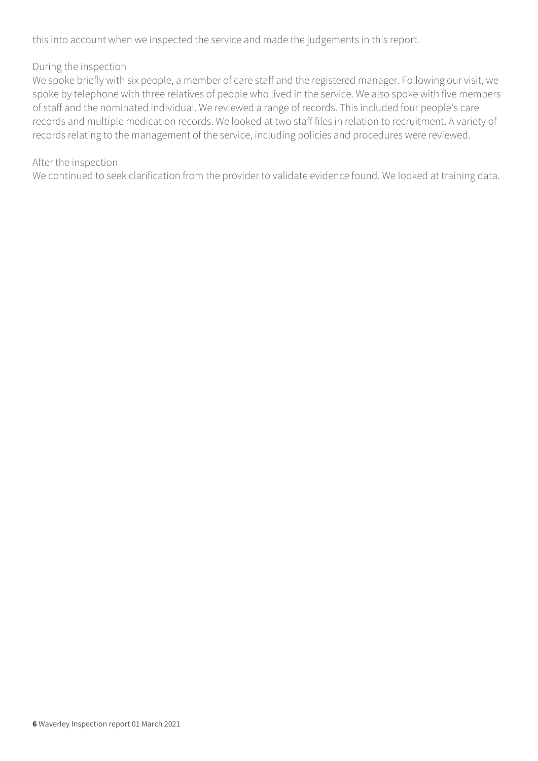this into account when we inspected the service and made the judgements in this report.

During the inspection

We spoke briefly with six people, a member of care staff and the registered manager. Following our visit, we spoke by telephone with three relatives of people who lived in the service. We also spoke with five members of staff and the nominated individual. We reviewed a range of records. This included four people's care records and multiple medication records. We looked at two staff files in relation to recruitment. A variety of records relating to the management of the service, including policies and procedures were reviewed.

After the inspection

We continued to seek clarification from the provider to validate evidence found. We looked at training data.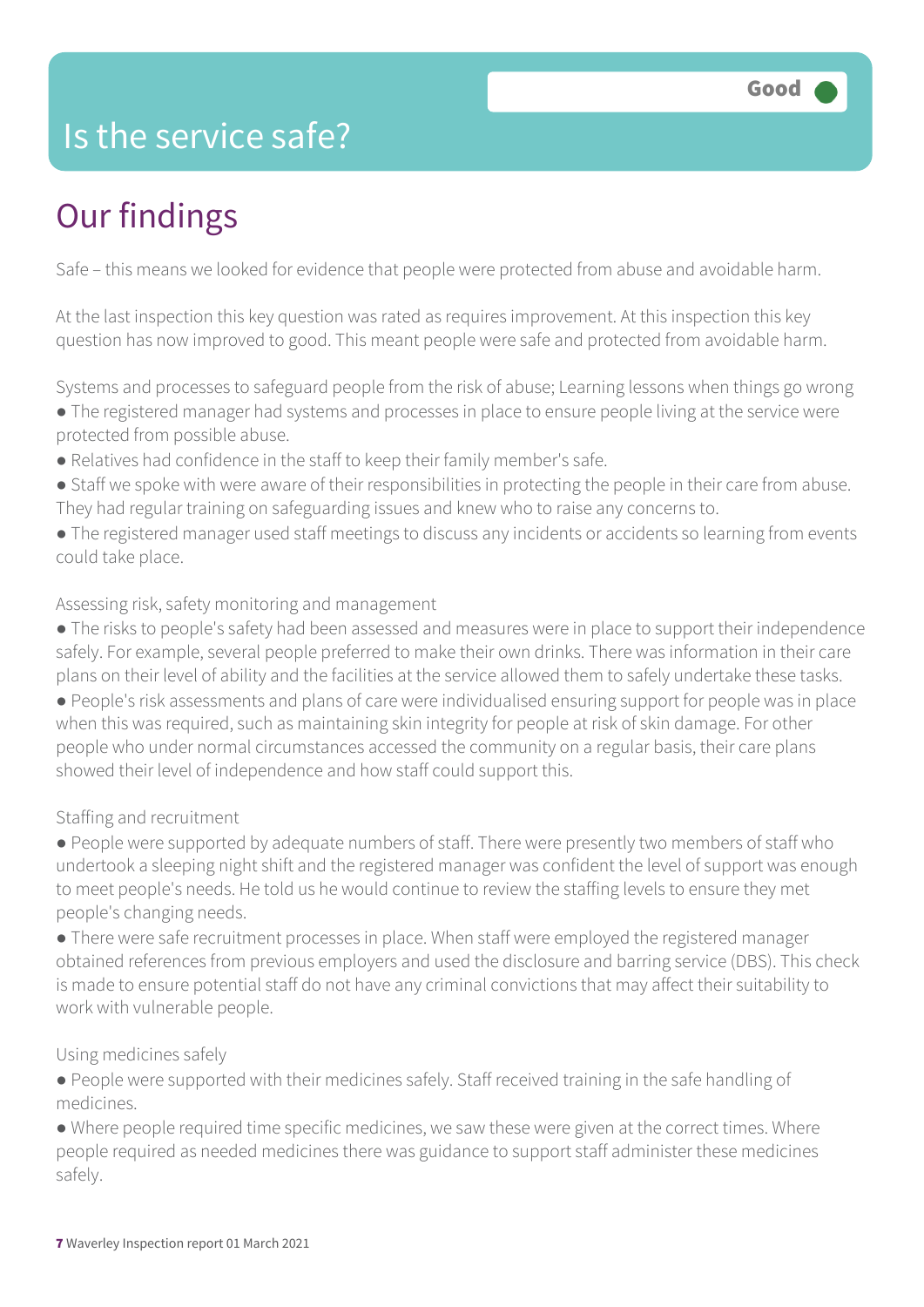# Is the service safe?

Good

## Our findings

Safe – this means we looked for evidence that people were protected from abuse and avoidable harm.

At the last inspection this key question was rated as requires improvement. At this inspection this key question has now improved to good. This meant people were safe and protected from avoidable harm.

Systems and processes to safeguard people from the risk of abuse; Learning lessons when things go wrong

- The registered manager had systems and processes in place to ensure people living at the service were protected from possible abuse.
- Relatives had confidence in the staff to keep their family member's safe.
- Staff we spoke with were aware of their responsibilities in protecting the people in their care from abuse. They had regular training on safeguarding issues and knew who to raise any concerns to.
- The registered manager used staff meetings to discuss any incidents or accidents so learning from events could take place.

Assessing risk, safety monitoring and management

- The risks to people's safety had been assessed and measures were in place to support their independence safely. For example, several people preferred to make their own drinks. There was information in their care plans on their level of ability and the facilities at the service allowed them to safely undertake these tasks.
- People's risk assessments and plans of care were individualised ensuring support for people was in place when this was required, such as maintaining skin integrity for people at risk of skin damage. For other people who under normal circumstances accessed the community on a regular basis, their care plans showed their level of independence and how staff could support this.

Staffing and recruitment

- People were supported by adequate numbers of staff. There were presently two members of staff who undertook a sleeping night shift and the registered manager was confident the level of support was enough to meet people's needs. He told us he would continue to review the staffing levels to ensure they met people's changing needs.
- There were safe recruitment processes in place. When staff were employed the registered manager obtained references from previous employers and used the disclosure and barring service (DBS). This check is made to ensure potential staff do not have any criminal convictions that may affect their suitability to work with vulnerable people.

Using medicines safely

- People were supported with their medicines safely. Staff received training in the safe handling of medicines.
- Where people required time specific medicines, we saw these were given at the correct times. Where people required as needed medicines there was guidance to support staff administer these medicines safely.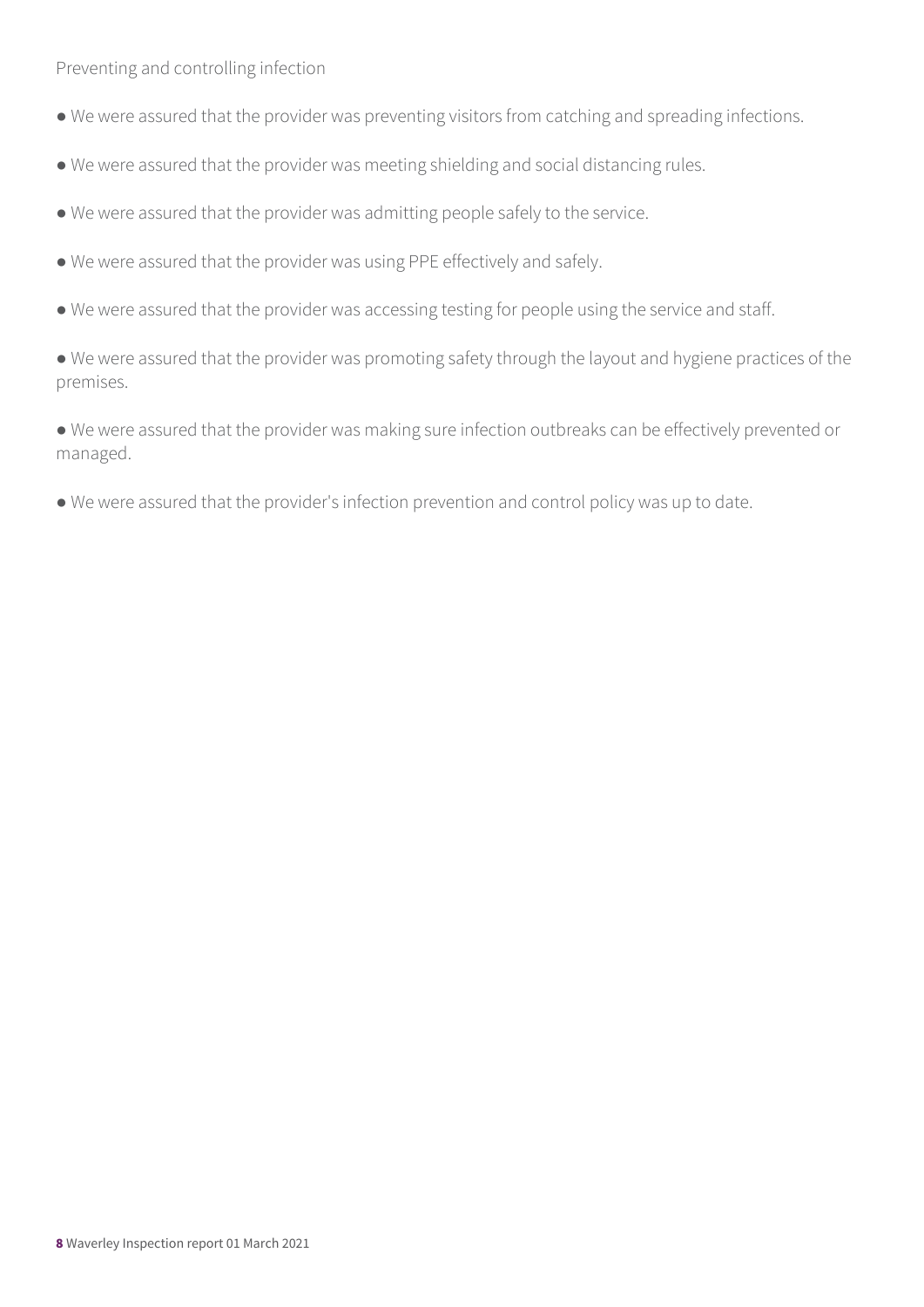Preventing and controlling infection

- We were assured that the provider was preventing visitors from catching and spreading infections.
- We were assured that the provider was meeting shielding and social distancing rules.
- We were assured that the provider was admitting people safely to the service.
- We were assured that the provider was using PPE effectively and safely.
- We were assured that the provider was accessing testing for people using the service and staff.
- We were assured that the provider was promoting safety through the layout and hygiene practices of the premises.
- We were assured that the provider was making sure infection outbreaks can be effectively prevented or managed.
- We were assured that the provider's infection prevention and control policy was up to date.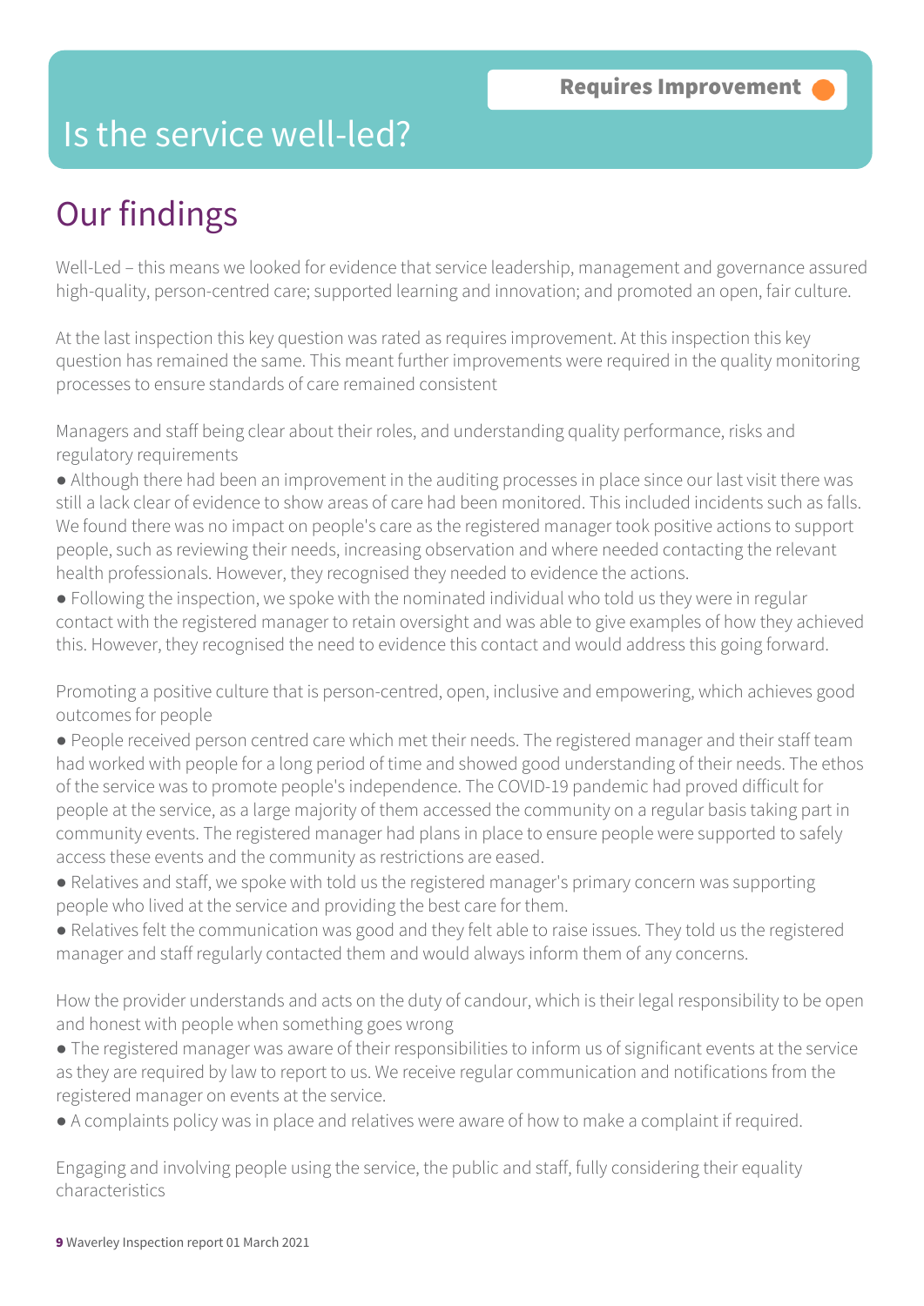**Requires Improvement**

# Is the service well-led?

## Our findings

Well-Led – this means we looked for evidence that service leadership, management and governance assured high-quality, person-centred care; supported learning and innovation; and promoted an open, fair culture.

At the last inspection this key question was rated as requires improvement. At this inspection this key question has remained the same. This meant further improvements were required in the quality monitoring processes to ensure standards of care remained consistent

Managers and staff being clear about their roles, and understanding quality performance, risks and regulatory requirements

- Although there had been an improvement in the auditing processes in place since our last visit there was still a lack clear of evidence to show areas of care had been monitored. This included incidents such as falls. We found there was no impact on people's care as the registered manager took positive actions to support people, such as reviewing their needs, increasing observation and where needed contacting the relevant health professionals. However, they recognised they needed to evidence the actions.
- Following the inspection, we spoke with the nominated individual who told us they were in regular contact with the registered manager to retain oversight and was able to give examples of how they achieved this. However, they recognised the need to evidence this contact and would address this going forward.

Promoting a positive culture that is person-centred, open, inclusive and empowering, which achieves good outcomes for people

- People received person centred care which met their needs. The registered manager and their staff team had worked with people for a long period of time and showed good understanding of their needs. The ethos of the service was to promote people's independence. The COVID-19 pandemic had proved difficult for people at the service, as a large majority of them accessed the community on a regular basis taking part in community events. The registered manager had plans in place to ensure people were supported to safely access these events and the community as restrictions are eased.
- Relatives and staff, we spoke with told us the registered manager's primary concern was supporting people who lived at the service and providing the best care for them.
- Relatives felt the communication was good and they felt able to raise issues. They told us the registered manager and staff regularly contacted them and would always inform them of any concerns.

How the provider understands and acts on the duty of candour, which is their legal responsibility to be open and honest with people when something goes wrong

- The registered manager was aware of their responsibilities to inform us of significant events at the service as they are required by law to report to us. We receive regular communication and notifications from the registered manager on events at the service.
- A complaints policy was in place and relatives were aware of how to make a complaint if required.

Engaging and involving people using the service, the public and staff, fully considering their equality characteristics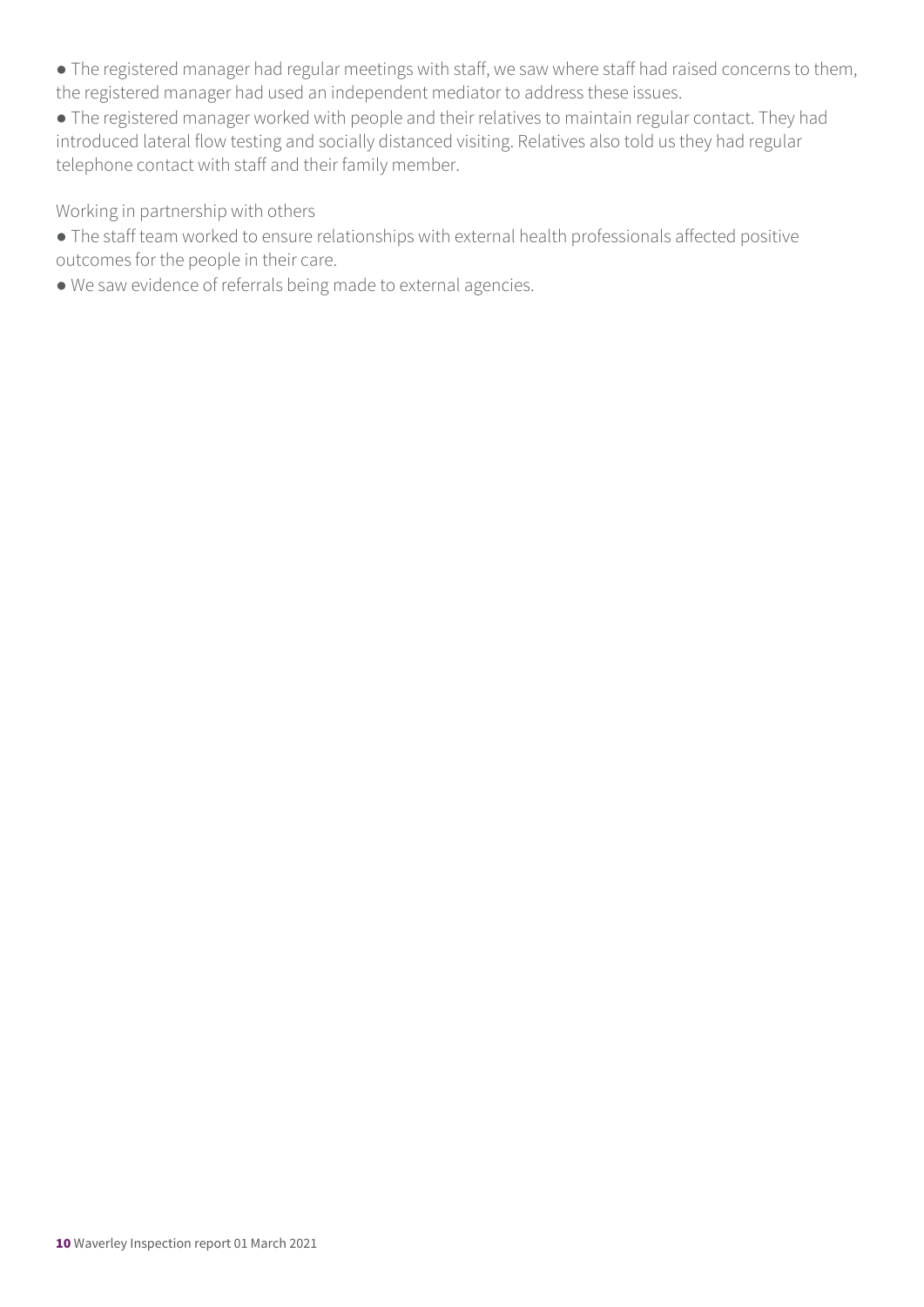- The registered manager had regular meetings with staff, we saw where staff had raised concerns to them, the registered manager had used an independent mediator to address these issues.
- The registered manager worked with people and their relatives to maintain regular contact. They had introduced lateral flow testing and socially distanced visiting. Relatives also told us they had regular telephone contact with staff and their family member.

### Working in partnership with others

- The staff team worked to ensure relationships with external health professionals affected positive outcomes for the people in their care.
- We saw evidence of referrals being made to external agencies.